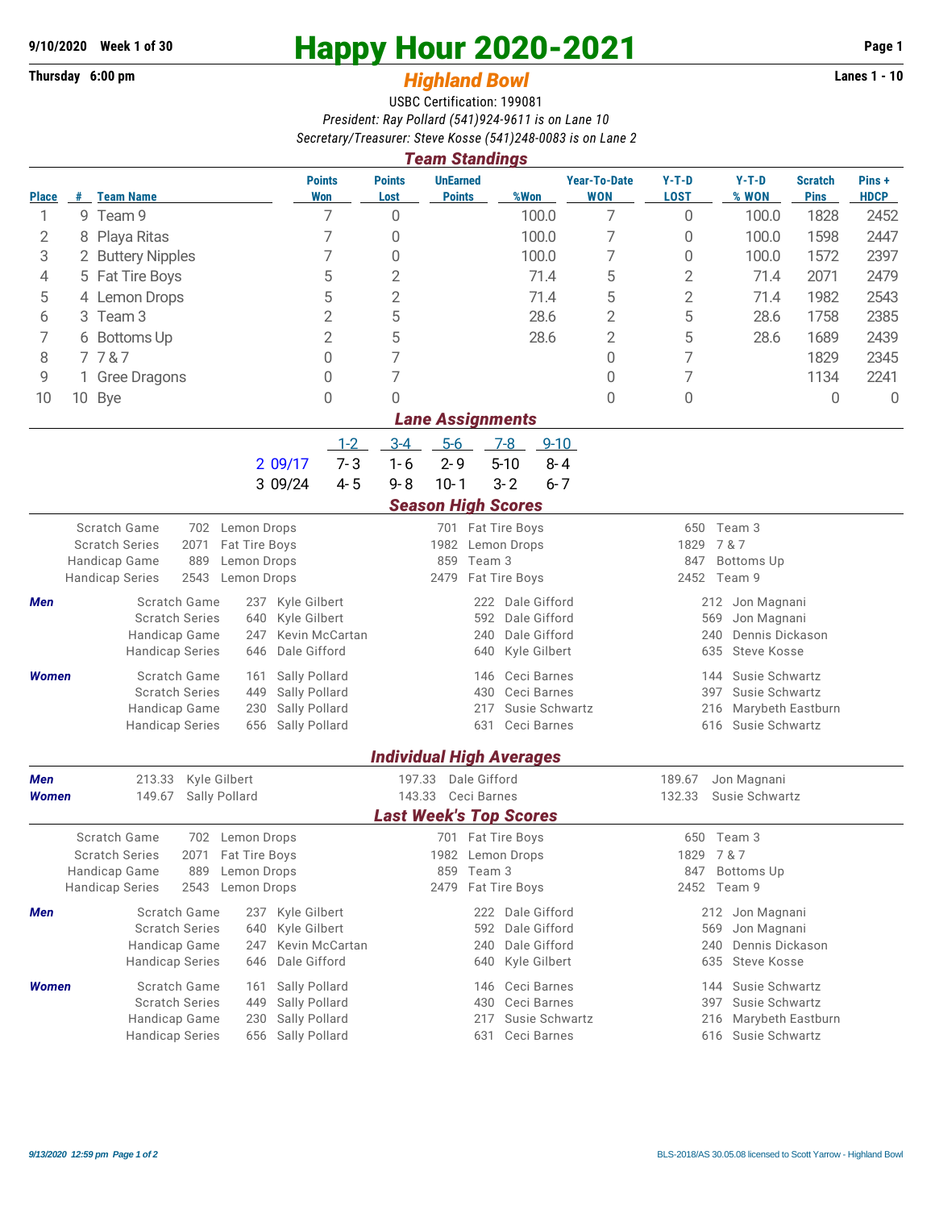9/10/2020 **Week 1 of 30**

# Happy Hour 2020-2021

**Thursday 6:00 pm**

## *Highland Bowl*

**Lanes 1 - 10**

USBC Certification: 199081

*President: Ray Pollard (541)924-9611 is on Lane 10*

*Secretary/Treasurer: Steve Kosse (541)248-0083 is on Lane 2*

### *Team Standings*

| Place | # | Team Name | Points Won | Points Lost | UnEarned Points | %Won | Year-To-Date WON | Y-T-D LOST | Y-T-D % WON | Scratch Pins | Pins + HDCP |
|---|---|---|---|---|---|---|---|---|---|---|---|
| 1 | 9 | Team 9 | 7 | 0 | | 100.0 | 7 | 0 | 100.0 | 1828 | 2452 |
| 2 | 8 | Playa Ritas | 7 | 0 | | 100.0 | 7 | 0 | 100.0 | 1598 | 2447 |
| 3 | 2 | Buttery Nipples | 7 | 0 | | 100.0 | 7 | 0 | 100.0 | 1572 | 2397 |
| 4 | 5 | Fat Tire Boys | 5 | 2 | | 71.4 | 5 | 2 | 71.4 | 2071 | 2479 |
| 5 | 4 | Lemon Drops | 5 | 2 | | 71.4 | 5 | 2 | 71.4 | 1982 | 2543 |
| 6 | 3 | Team 3 | 2 | 5 | | 28.6 | 2 | 5 | 28.6 | 1758 | 2385 |
| 7 | 6 | Bottoms Up | 2 | 5 | | 28.6 | 2 | 5 | 28.6 | 1689 | 2439 |
| 8 | 7 | 7 & 7 | 0 | 7 | | | 0 | 7 | | 1829 | 2345 |
| 9 | 1 | Gree Dragons | 0 | 7 | | | 0 | 7 | | 1134 | 2241 |
| 10 | 10 | Bye | 0 | 0 | | | 0 | 0 | | 0 | 0 |

### *Lane Assignments*

| | | 1-2 | 3-4 | 5-6 | 7-8 | 9-10 |
|---|---|---|---|---|---|---|
| 2 | 09/17 | 7- 3 | 1- 6 | 2- 9 | 5-10 | 8- 4 |
| 3 | 09/24 | 4- 5 | 9- 8 | 10- 1 | 3- 2 | 6- 7 |

### *Season High Scores*

| | | | | | | |
|---|---|---|---|---|---|---|
| Scratch Game | 702 | Lemon Drops | 701 | Fat Tire Boys | 650 | Team 3 |
| Scratch Series | 2071 | Fat Tire Boys | 1982 | Lemon Drops | 1829 | 7 & 7 |
| Handicap Game | 889 | Lemon Drops | 859 | Team 3 | 847 | Bottoms Up |
| Handicap Series | 2543 | Lemon Drops | 2479 | Fat Tire Boys | 2452 | Team 9 |

| | | | | | | | |
|---|---|---|---|---|---|---|---|
| ***Men*** | Scratch Game | 237 | Kyle Gilbert | 222 | Dale Gifford | 212 | Jon Magnani |
| | Scratch Series | 640 | Kyle Gilbert | 592 | Dale Gifford | 569 | Jon Magnani |
| | Handicap Game | 247 | Kevin McCartan | 240 | Dale Gifford | 240 | Dennis Dickason |
| | Handicap Series | 646 | Dale Gifford | 640 | Kyle Gilbert | 635 | Steve Kosse |
| ***Women*** | Scratch Game | 161 | Sally Pollard | 146 | Ceci Barnes | 144 | Susie Schwartz |
| | Scratch Series | 449 | Sally Pollard | 430 | Ceci Barnes | 397 | Susie Schwartz |
| | Handicap Game | 230 | Sally Pollard | 217 | Susie Schwartz | 216 | Marybeth Eastburn |
| | Handicap Series | 656 | Sally Pollard | 631 | Ceci Barnes | 616 | Susie Schwartz |

### *Individual High Averages*

| | | | | | | |
|---|---|---|---|---|---|---|
| ***Men*** | 213.33 | Kyle Gilbert | 197.33 | Dale Gifford | 189.67 | Jon Magnani |
| ***Women*** | 149.67 | Sally Pollard | 143.33 | Ceci Barnes | 132.33 | Susie Schwartz |

### *Last Week's Top Scores*

| | | | | | | |
|---|---|---|---|---|---|---|
| Scratch Game | 702 | Lemon Drops | 701 | Fat Tire Boys | 650 | Team 3 |
| Scratch Series | 2071 | Fat Tire Boys | 1982 | Lemon Drops | 1829 | 7 & 7 |
| Handicap Game | 889 | Lemon Drops | 859 | Team 3 | 847 | Bottoms Up |
| Handicap Series | 2543 | Lemon Drops | 2479 | Fat Tire Boys | 2452 | Team 9 |

| | | | | | | | |
|---|---|---|---|---|---|---|---|
| ***Men*** | Scratch Game | 237 | Kyle Gilbert | 222 | Dale Gifford | 212 | Jon Magnani |
| | Scratch Series | 640 | Kyle Gilbert | 592 | Dale Gifford | 569 | Jon Magnani |
| | Handicap Game | 247 | Kevin McCartan | 240 | Dale Gifford | 240 | Dennis Dickason |
| | Handicap Series | 646 | Dale Gifford | 640 | Kyle Gilbert | 635 | Steve Kosse |
| ***Women*** | Scratch Game | 161 | Sally Pollard | 146 | Ceci Barnes | 144 | Susie Schwartz |
| | Scratch Series | 449 | Sally Pollard | 430 | Ceci Barnes | 397 | Susie Schwartz |
| | Handicap Game | 230 | Sally Pollard | 217 | Susie Schwartz | 216 | Marybeth Eastburn |
| | Handicap Series | 656 | Sally Pollard | 631 | Ceci Barnes | 616 | Susie Schwartz |

*9/13/2020 12:59 pm*

BLS-2018/AS 30.05.08 licensed to Scott Yarrow - Highland Bowl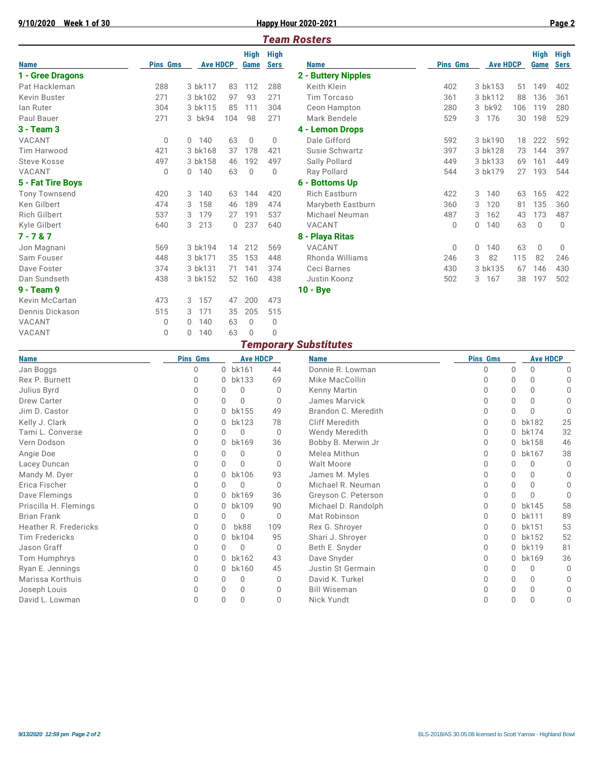## Team Rosters

| Name | Pins | Gms | Ave | HDCP | High Game | High Sers |
|---|---|---|---|---|---|---|
| **1 - Gree Dragons** | | | | | | |
| Pat Hackleman | 288 | 3 | bk117 | 83 | 112 | 288 |
| Kevin Buster | 271 | 3 | bk102 | 97 | 93 | 271 |
| Ian Ruter | 304 | 3 | bk115 | 85 | 111 | 304 |
| Paul Bauer | 271 | 3 | bk94 | 104 | 98 | 271 |
| **2 - Buttery Nipples** | | | | | | |
| Keith Klein | 402 | 3 | bk153 | 51 | 149 | 402 |
| Tim Torcaso | 361 | 3 | bk112 | 88 | 136 | 361 |
| Ceon Hampton | 280 | 3 | bk92 | 106 | 119 | 280 |
| Mark Bendele | 529 | 3 | 176 | 30 | 198 | 529 |
| **3 - Team 3** | | | | | | |
| VACANT | 0 | 0 | 140 | 63 | 0 | 0 |
| Tim Harwood | 421 | 3 | bk168 | 37 | 178 | 421 |
| Steve Kosse | 497 | 3 | bk158 | 46 | 192 | 497 |
| VACANT | 0 | 0 | 140 | 63 | 0 | 0 |
| **4 - Lemon Drops** | | | | | | |
| Dale Gifford | 592 | 3 | bk190 | 18 | 222 | 592 |
| Susie Schwartz | 397 | 3 | bk128 | 73 | 144 | 397 |
| Sally Pollard | 449 | 3 | bk133 | 69 | 161 | 449 |
| Ray Pollard | 544 | 3 | bk179 | 27 | 193 | 544 |
| **5 - Fat Tire Boys** | | | | | | |
| Tony Townsend | 420 | 3 | 140 | 63 | 144 | 420 |
| Ken Gilbert | 474 | 3 | 158 | 46 | 189 | 474 |
| Rich Gilbert | 537 | 3 | 179 | 27 | 191 | 537 |
| Kyle Gilbert | 640 | 3 | 213 | 0 | 237 | 640 |
| **6 - Bottoms Up** | | | | | | |
| Rich Eastburn | 422 | 3 | 140 | 63 | 165 | 422 |
| Marybeth Eastburn | 360 | 3 | 120 | 81 | 135 | 360 |
| Michael Neuman | 487 | 3 | 162 | 43 | 173 | 487 |
| VACANT | 0 | 0 | 140 | 63 | 0 | 0 |
| **7 - 7 & 7** | | | | | | |
| Jon Magnani | 569 | 3 | bk194 | 14 | 212 | 569 |
| Sam Fouser | 448 | 3 | bk171 | 35 | 153 | 448 |
| Dave Foster | 374 | 3 | bk131 | 71 | 141 | 374 |
| Dan Sundseth | 438 | 3 | bk152 | 52 | 160 | 438 |
| **8 - Playa Ritas** | | | | | | |
| VACANT | 0 | 0 | 140 | 63 | 0 | 0 |
| Rhonda Williams | 246 | 3 | 82 | 115 | 82 | 246 |
| Ceci Barnes | 430 | 3 | bk135 | 67 | 146 | 430 |
| Justin Koonz | 502 | 3 | 167 | 38 | 197 | 502 |
| **9 - Team 9** | | | | | | |
| Kevin McCartan | 473 | 3 | 157 | 47 | 200 | 473 |
| Dennis Dickason | 515 | 3 | 171 | 35 | 205 | 515 |
| VACANT | 0 | 0 | 140 | 63 | 0 | 0 |
| VACANT | 0 | 0 | 140 | 63 | 0 | 0 |
| **10 - Bye** | | | | | | |

## Temporary Substitutes

| Name | Pins | Gms | Ave | HDCP |
|---|---|---|---|---|
| Jan Boggs | 0 | 0 | bk161 | 44 |
| Rex P. Burnett | 0 | 0 | bk133 | 69 |
| Julius Byrd | 0 | 0 | 0 | 0 |
| Drew Carter | 0 | 0 | 0 | 0 |
| Jim D. Castor | 0 | 0 | bk155 | 49 |
| Kelly J. Clark | 0 | 0 | bk123 | 78 |
| Tami L. Converse | 0 | 0 | 0 | 0 |
| Vern Dodson | 0 | 0 | bk169 | 36 |
| Angie Doe | 0 | 0 | 0 | 0 |
| Lacey Duncan | 0 | 0 | 0 | 0 |
| Mandy M. Dyer | 0 | 0 | bk106 | 93 |
| Erica Fischer | 0 | 0 | 0 | 0 |
| Dave Flemings | 0 | 0 | bk169 | 36 |
| Priscilla H. Flemings | 0 | 0 | bk109 | 90 |
| Brian Frank | 0 | 0 | 0 | 0 |
| Heather R. Fredericks | 0 | 0 | bk88 | 109 |
| Tim Fredericks | 0 | 0 | bk104 | 95 |
| Jason Graff | 0 | 0 | 0 | 0 |
| Tom Humphrys | 0 | 0 | bk162 | 43 |
| Ryan E. Jennings | 0 | 0 | bk160 | 45 |
| Marissa Korthuis | 0 | 0 | 0 | 0 |
| Joseph Louis | 0 | 0 | 0 | 0 |
| David L. Lowman | 0 | 0 | 0 | 0 |
| Donnie R. Lowman | 0 | 0 | 0 | 0 |
| Mike MacCollin | 0 | 0 | 0 | 0 |
| Kenny Martin | 0 | 0 | 0 | 0 |
| James Marvick | 0 | 0 | 0 | 0 |
| Brandon C. Meredith | 0 | 0 | 0 | 0 |
| Cliff Meredith | 0 | 0 | bk182 | 25 |
| Wendy Meredith | 0 | 0 | bk174 | 32 |
| Bobby B. Merwin Jr | 0 | 0 | bk158 | 46 |
| Melea Mithun | 0 | 0 | bk167 | 38 |
| Walt Moore | 0 | 0 | 0 | 0 |
| James M. Myles | 0 | 0 | 0 | 0 |
| Michael R. Neuman | 0 | 0 | 0 | 0 |
| Greyson C. Peterson | 0 | 0 | 0 | 0 |
| Michael D. Randolph | 0 | 0 | bk145 | 58 |
| Mat Robinson | 0 | 0 | bk111 | 89 |
| Rex G. Shroyer | 0 | 0 | bk151 | 53 |
| Shari J. Shroyer | 0 | 0 | bk152 | 52 |
| Beth E. Snyder | 0 | 0 | bk119 | 81 |
| Dave Snyder | 0 | 0 | bk169 | 36 |
| Justin St Germain | 0 | 0 | 0 | 0 |
| David K. Turkel | 0 | 0 | 0 | 0 |
| Bill Wiseman | 0 | 0 | 0 | 0 |
| Nick Yundt | 0 | 0 | 0 | 0 |